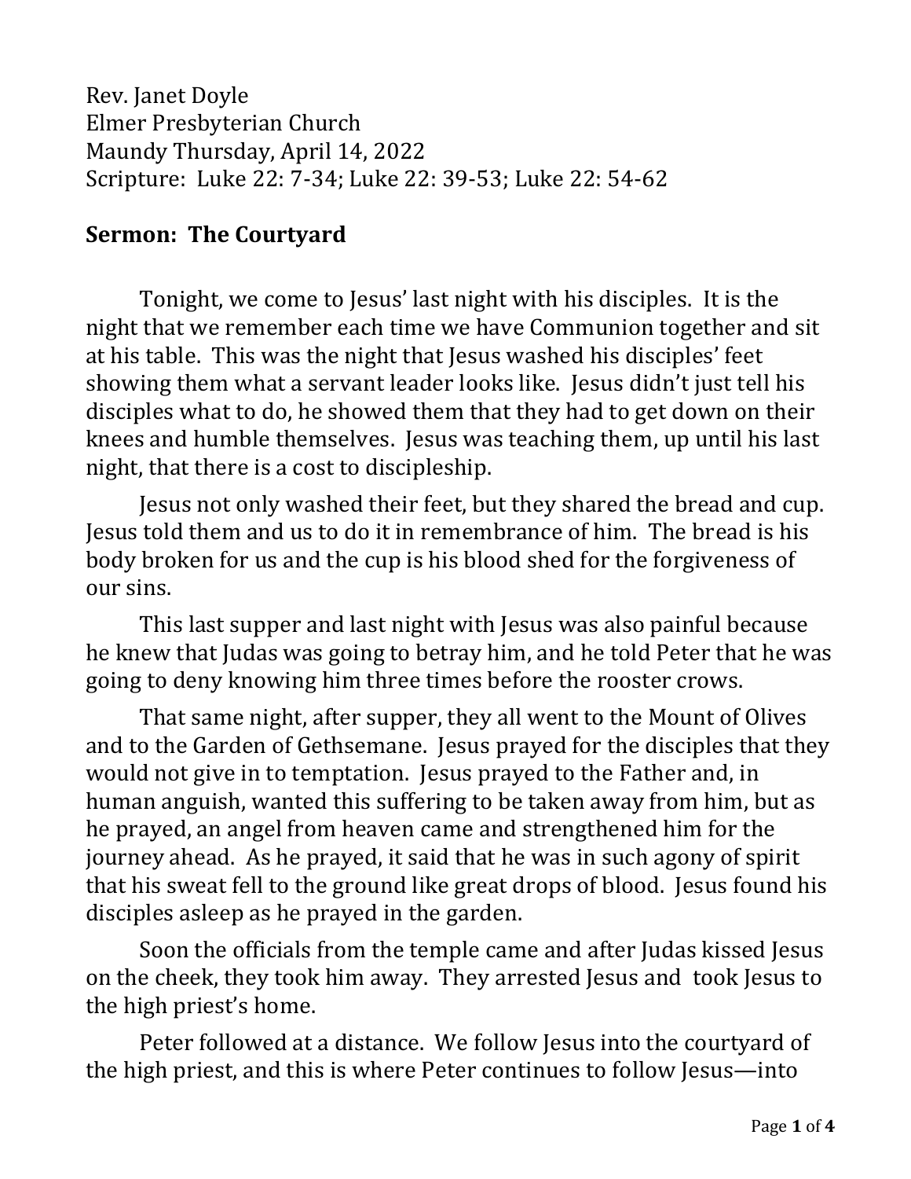Rev. Janet Doyle
Elmer Presbyterian Church
Maundy Thursday, April 14, 2022
Scripture: Luke 22: 7-34; Luke 22: 39-53; Luke 22: 54-62

## Sermon: The Courtyard

Tonight, we come to Jesus' last night with his disciples. It is the night that we remember each time we have Communion together and sit at his table. This was the night that Jesus washed his disciples' feet showing them what a servant leader looks like. Jesus didn't just tell his disciples what to do, he showed them that they had to get down on their knees and humble themselves. Jesus was teaching them, up until his last night, that there is a cost to discipleship.

Jesus not only washed their feet, but they shared the bread and cup. Jesus told them and us to do it in remembrance of him. The bread is his body broken for us and the cup is his blood shed for the forgiveness of our sins.

This last supper and last night with Jesus was also painful because he knew that Judas was going to betray him, and he told Peter that he was going to deny knowing him three times before the rooster crows.

That same night, after supper, they all went to the Mount of Olives and to the Garden of Gethsemane. Jesus prayed for the disciples that they would not give in to temptation. Jesus prayed to the Father and, in human anguish, wanted this suffering to be taken away from him, but as he prayed, an angel from heaven came and strengthened him for the journey ahead. As he prayed, it said that he was in such agony of spirit that his sweat fell to the ground like great drops of blood. Jesus found his disciples asleep as he prayed in the garden.

Soon the officials from the temple came and after Judas kissed Jesus on the cheek, they took him away. They arrested Jesus and took Jesus to the high priest's home.

Peter followed at a distance. We follow Jesus into the courtyard of the high priest, and this is where Peter continues to follow Jesus—into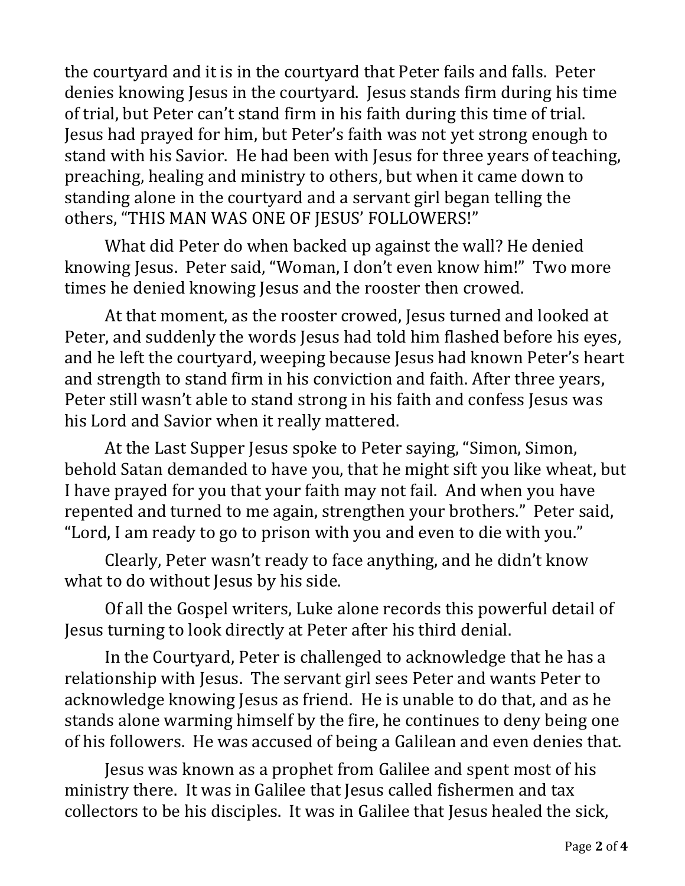the courtyard and it is in the courtyard that Peter fails and falls. Peter denies knowing Jesus in the courtyard. Jesus stands firm during his time of trial, but Peter can't stand firm in his faith during this time of trial. Jesus had prayed for him, but Peter's faith was not yet strong enough to stand with his Savior. He had been with Jesus for three years of teaching, preaching, healing and ministry to others, but when it came down to standing alone in the courtyard and a servant girl began telling the others, "THIS MAN WAS ONE OF JESUS' FOLLOWERS!"

What did Peter do when backed up against the wall? He denied knowing Jesus. Peter said, "Woman, I don't even know him!" Two more times he denied knowing Jesus and the rooster then crowed.

At that moment, as the rooster crowed, Jesus turned and looked at Peter, and suddenly the words Jesus had told him flashed before his eyes, and he left the courtyard, weeping because Jesus had known Peter's heart and strength to stand firm in his conviction and faith. After three years, Peter still wasn't able to stand strong in his faith and confess Jesus was his Lord and Savior when it really mattered.

At the Last Supper Jesus spoke to Peter saying, "Simon, Simon, behold Satan demanded to have you, that he might sift you like wheat, but I have prayed for you that your faith may not fail. And when you have repented and turned to me again, strengthen your brothers." Peter said, "Lord, I am ready to go to prison with you and even to die with you."

Clearly, Peter wasn't ready to face anything, and he didn't know what to do without Jesus by his side.

Of all the Gospel writers, Luke alone records this powerful detail of Jesus turning to look directly at Peter after his third denial.

In the Courtyard, Peter is challenged to acknowledge that he has a relationship with Jesus. The servant girl sees Peter and wants Peter to acknowledge knowing Jesus as friend. He is unable to do that, and as he stands alone warming himself by the fire, he continues to deny being one of his followers. He was accused of being a Galilean and even denies that.

Jesus was known as a prophet from Galilee and spent most of his ministry there. It was in Galilee that Jesus called fishermen and tax collectors to be his disciples. It was in Galilee that Jesus healed the sick,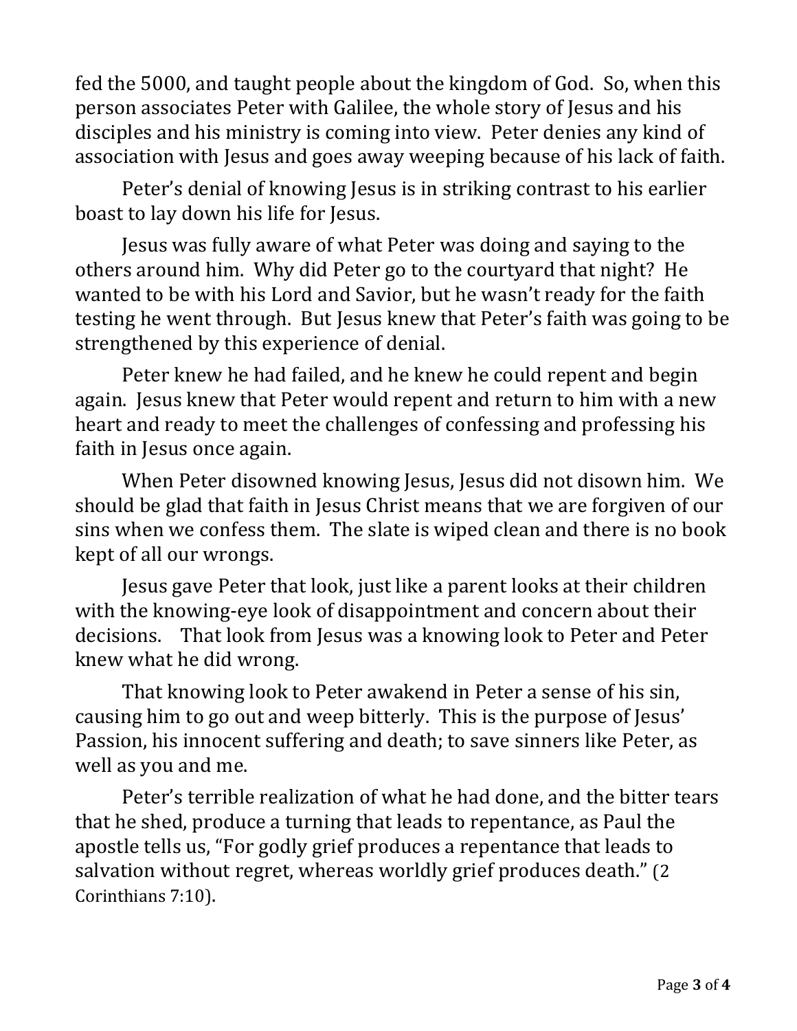fed the 5000, and taught people about the kingdom of God. So, when this person associates Peter with Galilee, the whole story of Jesus and his disciples and his ministry is coming into view. Peter denies any kind of association with Jesus and goes away weeping because of his lack of faith.

Peter's denial of knowing Jesus is in striking contrast to his earlier boast to lay down his life for Jesus.

Jesus was fully aware of what Peter was doing and saying to the others around him. Why did Peter go to the courtyard that night? He wanted to be with his Lord and Savior, but he wasn't ready for the faith testing he went through. But Jesus knew that Peter's faith was going to be strengthened by this experience of denial.

Peter knew he had failed, and he knew he could repent and begin again. Jesus knew that Peter would repent and return to him with a new heart and ready to meet the challenges of confessing and professing his faith in Jesus once again.

When Peter disowned knowing Jesus, Jesus did not disown him. We should be glad that faith in Jesus Christ means that we are forgiven of our sins when we confess them. The slate is wiped clean and there is no book kept of all our wrongs.

Jesus gave Peter that look, just like a parent looks at their children with the knowing-eye look of disappointment and concern about their decisions. That look from Jesus was a knowing look to Peter and Peter knew what he did wrong.

That knowing look to Peter awakend in Peter a sense of his sin, causing him to go out and weep bitterly. This is the purpose of Jesus' Passion, his innocent suffering and death; to save sinners like Peter, as well as you and me.

Peter's terrible realization of what he had done, and the bitter tears that he shed, produce a turning that leads to repentance, as Paul the apostle tells us, "For godly grief produces a repentance that leads to salvation without regret, whereas worldly grief produces death." (2 Corinthians 7:10).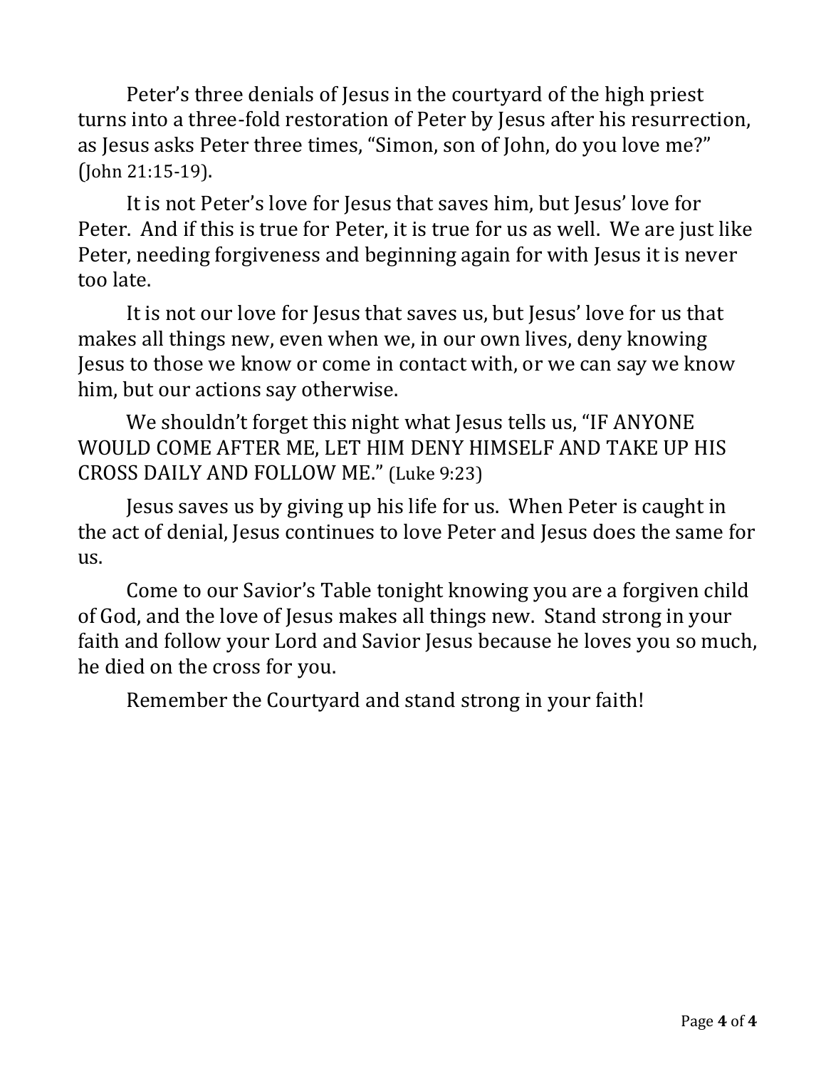Peter's three denials of Jesus in the courtyard of the high priest turns into a three-fold restoration of Peter by Jesus after his resurrection, as Jesus asks Peter three times, "Simon, son of John, do you love me?" (John 21:15-19).

It is not Peter's love for Jesus that saves him, but Jesus' love for Peter. And if this is true for Peter, it is true for us as well. We are just like Peter, needing forgiveness and beginning again for with Jesus it is never too late.

It is not our love for Jesus that saves us, but Jesus' love for us that makes all things new, even when we, in our own lives, deny knowing Jesus to those we know or come in contact with, or we can say we know him, but our actions say otherwise.

We shouldn't forget this night what Jesus tells us, "IF ANYONE WOULD COME AFTER ME, LET HIM DENY HIMSELF AND TAKE UP HIS CROSS DAILY AND FOLLOW ME." (Luke 9:23)

Jesus saves us by giving up his life for us. When Peter is caught in the act of denial, Jesus continues to love Peter and Jesus does the same for us.

Come to our Savior's Table tonight knowing you are a forgiven child of God, and the love of Jesus makes all things new. Stand strong in your faith and follow your Lord and Savior Jesus because he loves you so much, he died on the cross for you.

Remember the Courtyard and stand strong in your faith!